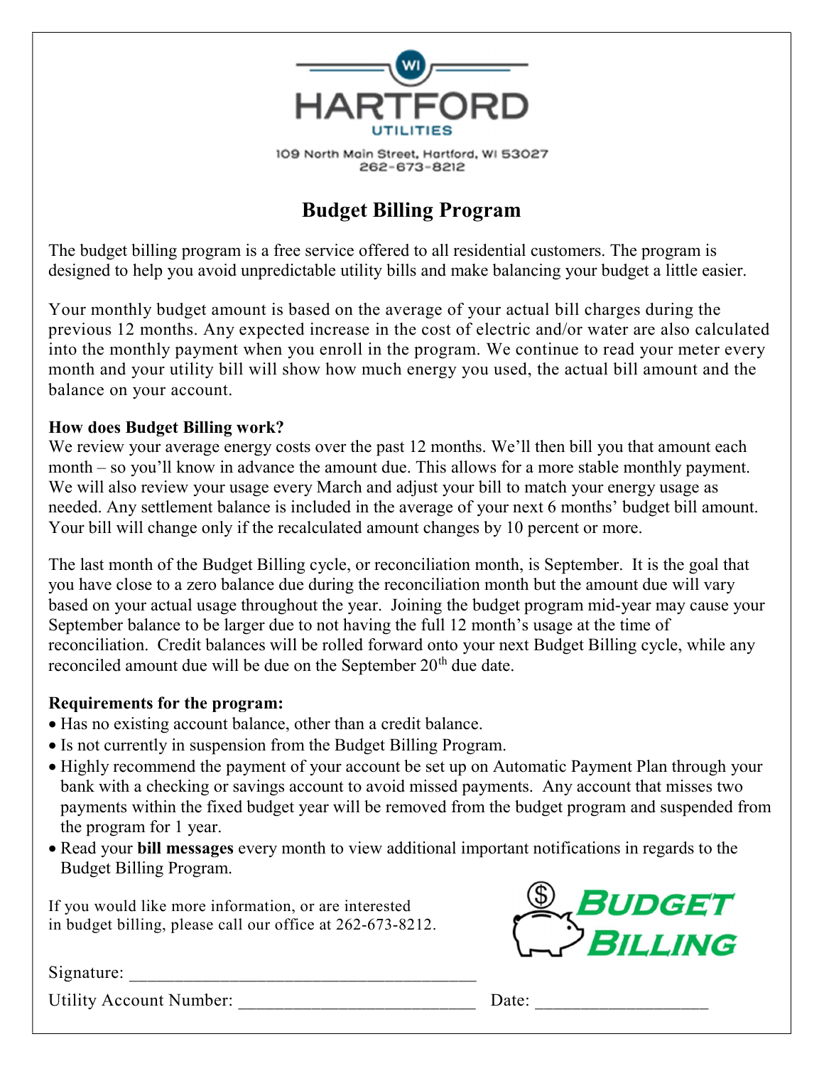WI

# HARTFORD

UTILITIES

109 North Main Street, Hartford, WI 53027
262-673-8212

## Budget Billing Program

The budget billing program is a free service offered to all residential customers. The program is designed to help you avoid unpredictable utility bills and make balancing your budget a little easier.

Your monthly budget amount is based on the average of your actual bill charges during the previous 12 months. Any expected increase in the cost of electric and/or water are also calculated into the monthly payment when you enroll in the program. We continue to read your meter every month and your utility bill will show how much energy you used, the actual bill amount and the balance on your account.

**How does Budget Billing work?**
We review your average energy costs over the past 12 months. We'll then bill you that amount each month – so you'll know in advance the amount due. This allows for a more stable monthly payment. We will also review your usage every March and adjust your bill to match your energy usage as needed. Any settlement balance is included in the average of your next 6 months' budget bill amount. Your bill will change only if the recalculated amount changes by 10 percent or more.

The last month of the Budget Billing cycle, or reconciliation month, is September. It is the goal that you have close to a zero balance due during the reconciliation month but the amount due will vary based on your actual usage throughout the year. Joining the budget program mid-year may cause your September balance to be larger due to not having the full 12 month's usage at the time of reconciliation. Credit balances will be rolled forward onto your next Budget Billing cycle, while any reconciled amount due will be due on the September 20th due date.

**Requirements for the program:**

- Has no existing account balance, other than a credit balance.
- Is not currently in suspension from the Budget Billing Program.
- Highly recommend the payment of your account be set up on Automatic Payment Plan through your bank with a checking or savings account to avoid missed payments. Any account that misses two payments within the fixed budget year will be removed from the budget program and suspended from the program for 1 year.
- Read your **bill messages** every month to view additional important notifications in regards to the Budget Billing Program.

If you would like more information, or are interested in budget billing, please call our office at 262-673-8212.

BUDGET BILLING

Signature: ______________________________________

Utility Account Number: __________________________ Date: ___________________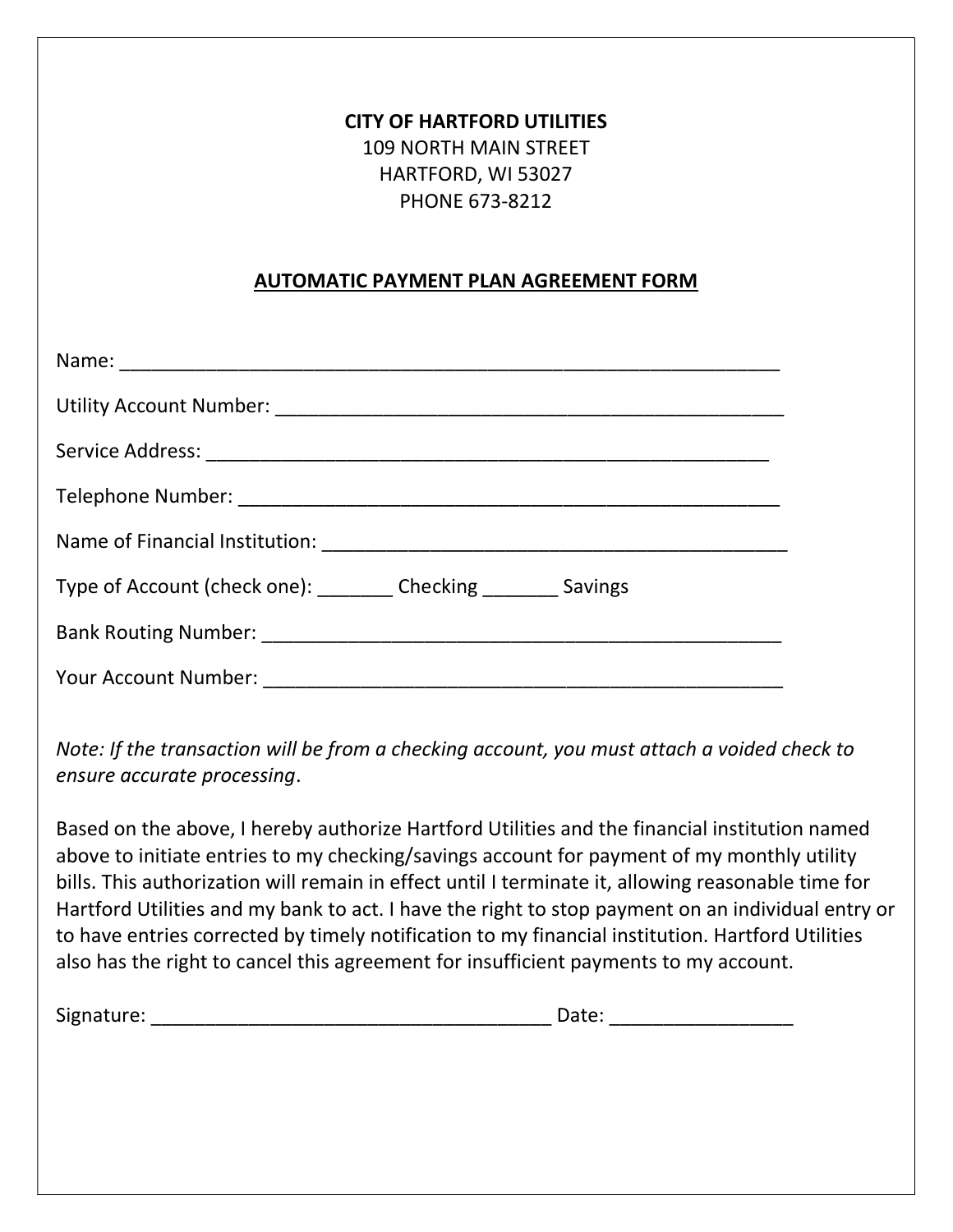**CITY OF HARTFORD UTILITIES**
109 NORTH MAIN STREET
HARTFORD, WI 53027
PHONE 673-8212

## AUTOMATIC PAYMENT PLAN AGREEMENT FORM

Name: ___________________________________________________________

Utility Account Number: ______________________________________________

Service Address: _____________________________________________________

Telephone Number: ___________________________________________________

Name of Financial Institution: __________________________________________

Type of Account (check one): _______ Checking _______ Savings

Bank Routing Number: ________________________________________________

Your Account Number: ________________________________________________

*Note: If the transaction will be from a checking account, you must attach a voided check to ensure accurate processing*.

Based on the above, I hereby authorize Hartford Utilities and the financial institution named above to initiate entries to my checking/savings account for payment of my monthly utility bills. This authorization will remain in effect until I terminate it, allowing reasonable time for Hartford Utilities and my bank to act. I have the right to stop payment on an individual entry or to have entries corrected by timely notification to my financial institution. Hartford Utilities also has the right to cancel this agreement for insufficient payments to my account.

Signature: ____________________________________ Date: _________________